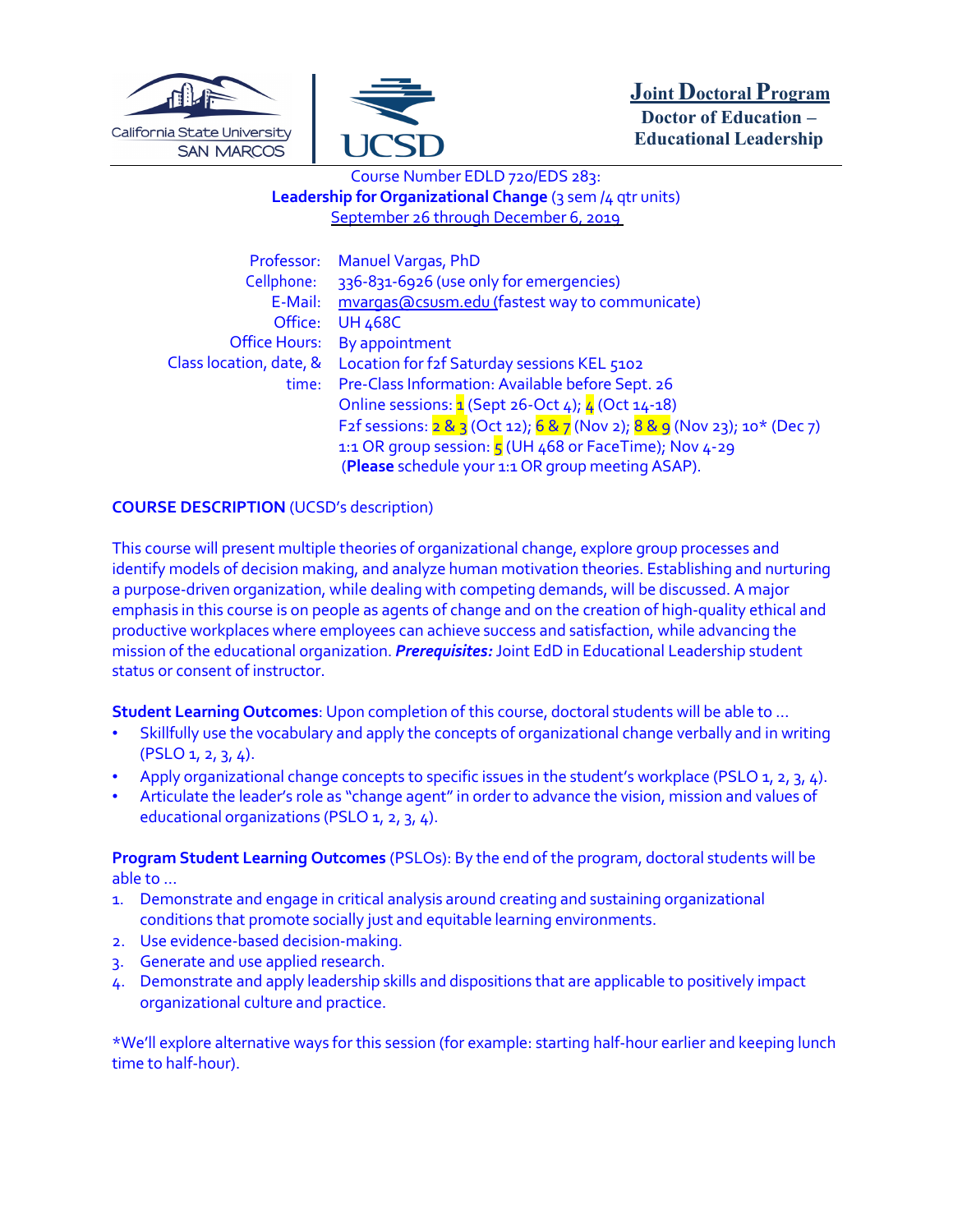**Joint Doctoral Program**
**Doctor of Education – Educational Leadership**

Course Number EDLD 720/EDS 283:
**Leadership for Organizational Change** (3 sem /4 qtr units)
September 26 through December 6, 2019

| | |
|---|---|
| Professor: | Manuel Vargas, PhD |
| Cellphone: | 336-831-6926 (use only for emergencies) |
| E-Mail: | mvargas@csusm.edu (fastest way to communicate) |
| Office: | UH 468C |
| Office Hours: | By appointment |
| Class location, date, & time: | Location for f2f Saturday sessions KEL 5102<br>Pre-Class Information: Available before Sept. 26<br>Online sessions: 1 (Sept 26-Oct 4); 4 (Oct 14-18)<br>F2f sessions: 2 & 3 (Oct 12); 6 & 7 (Nov 2); 8 & 9 (Nov 23); 10* (Dec 7)<br>1:1 OR group session: 5 (UH 468 or FaceTime); Nov 4-29<br>(**Please** schedule your 1:1 OR group meeting ASAP). |

**COURSE DESCRIPTION** (UCSD's description)

This course will present multiple theories of organizational change, explore group processes and identify models of decision making, and analyze human motivation theories. Establishing and nurturing a purpose-driven organization, while dealing with competing demands, will be discussed. A major emphasis in this course is on people as agents of change and on the creation of high-quality ethical and productive workplaces where employees can achieve success and satisfaction, while advancing the mission of the educational organization. ***Prerequisites:*** Joint EdD in Educational Leadership student status or consent of instructor.

**Student Learning Outcomes**: Upon completion of this course, doctoral students will be able to ...

- Skillfully use the vocabulary and apply the concepts of organizational change verbally and in writing (PSLO 1, 2, 3, 4).
- Apply organizational change concepts to specific issues in the student's workplace (PSLO 1, 2, 3, 4).
- Articulate the leader's role as "change agent" in order to advance the vision, mission and values of educational organizations (PSLO 1, 2, 3, 4).

**Program Student Learning Outcomes** (PSLOs): By the end of the program, doctoral students will be able to ...

1. Demonstrate and engage in critical analysis around creating and sustaining organizational conditions that promote socially just and equitable learning environments.
2. Use evidence-based decision-making.
3. Generate and use applied research.
4. Demonstrate and apply leadership skills and dispositions that are applicable to positively impact organizational culture and practice.

*We'll explore alternative ways for this session (for example: starting half-hour earlier and keeping lunch time to half-hour).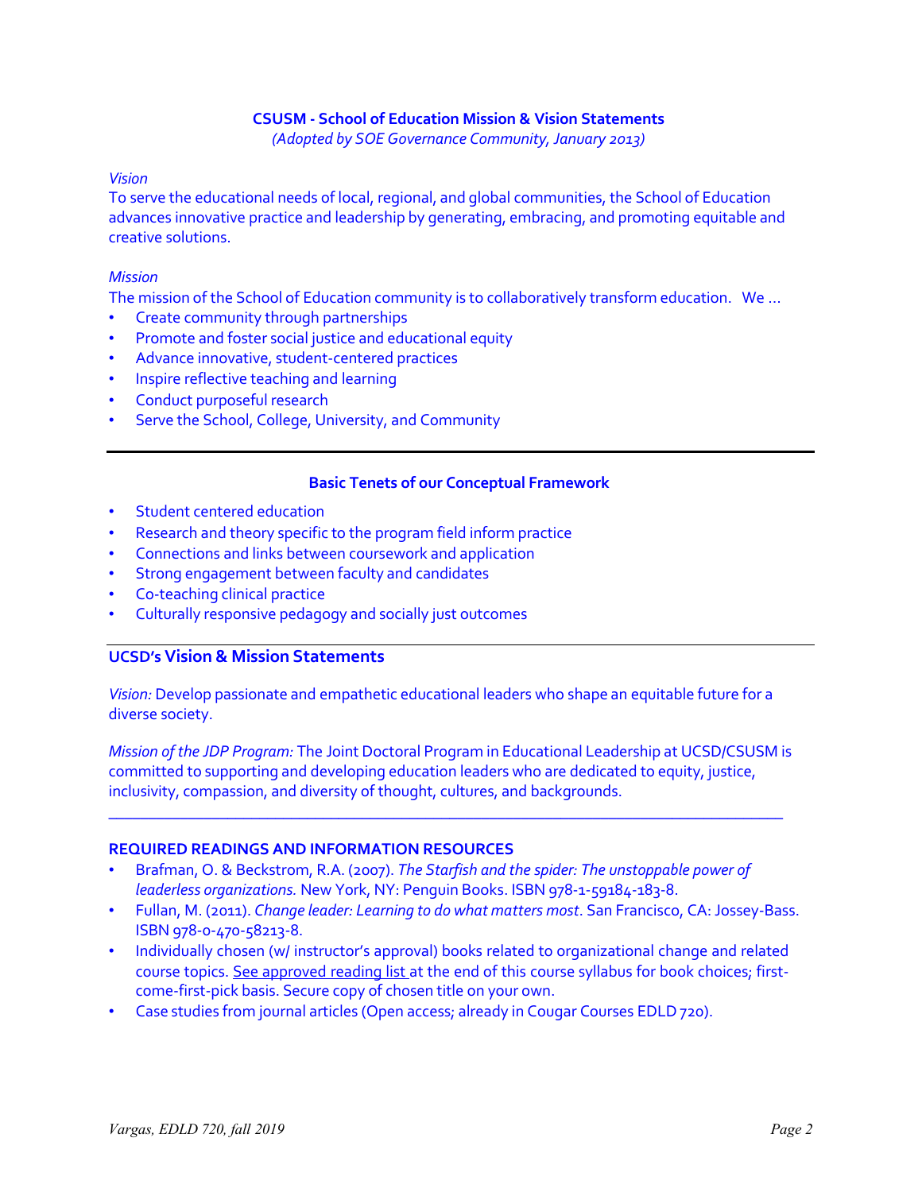## CSUSM - School of Education Mission & Vision Statements

*(Adopted by SOE Governance Community, January 2013)*

*Vision*

To serve the educational needs of local, regional, and global communities, the School of Education advances innovative practice and leadership by generating, embracing, and promoting equitable and creative solutions.

*Mission*

The mission of the School of Education community is to collaboratively transform education. We …

- Create community through partnerships
- Promote and foster social justice and educational equity
- Advance innovative, student-centered practices
- Inspire reflective teaching and learning
- Conduct purposeful research
- Serve the School, College, University, and Community

---

## Basic Tenets of our Conceptual Framework

- Student centered education
- Research and theory specific to the program field inform practice
- Connections and links between coursework and application
- Strong engagement between faculty and candidates
- Co-teaching clinical practice
- Culturally responsive pedagogy and socially just outcomes

---

## UCSD's Vision & Mission Statements

*Vision:* Develop passionate and empathetic educational leaders who shape an equitable future for a diverse society.

*Mission of the JDP Program:* The Joint Doctoral Program in Educational Leadership at UCSD/CSUSM is committed to supporting and developing education leaders who are dedicated to equity, justice, inclusivity, compassion, and diversity of thought, cultures, and backgrounds.

---

## REQUIRED READINGS AND INFORMATION RESOURCES

- Brafman, O. & Beckstrom, R.A. (2007). *The Starfish and the spider: The unstoppable power of leaderless organizations.* New York, NY: Penguin Books. ISBN 978-1-59184-183-8.
- Fullan, M. (2011). *Change leader: Learning to do what matters most*. San Francisco, CA: Jossey-Bass. ISBN 978-0-470-58213-8.
- Individually chosen (w/ instructor's approval) books related to organizational change and related course topics. See approved reading list at the end of this course syllabus for book choices; first-come-first-pick basis. Secure copy of chosen title on your own.
- Case studies from journal articles (Open access; already in Cougar Courses EDLD 720).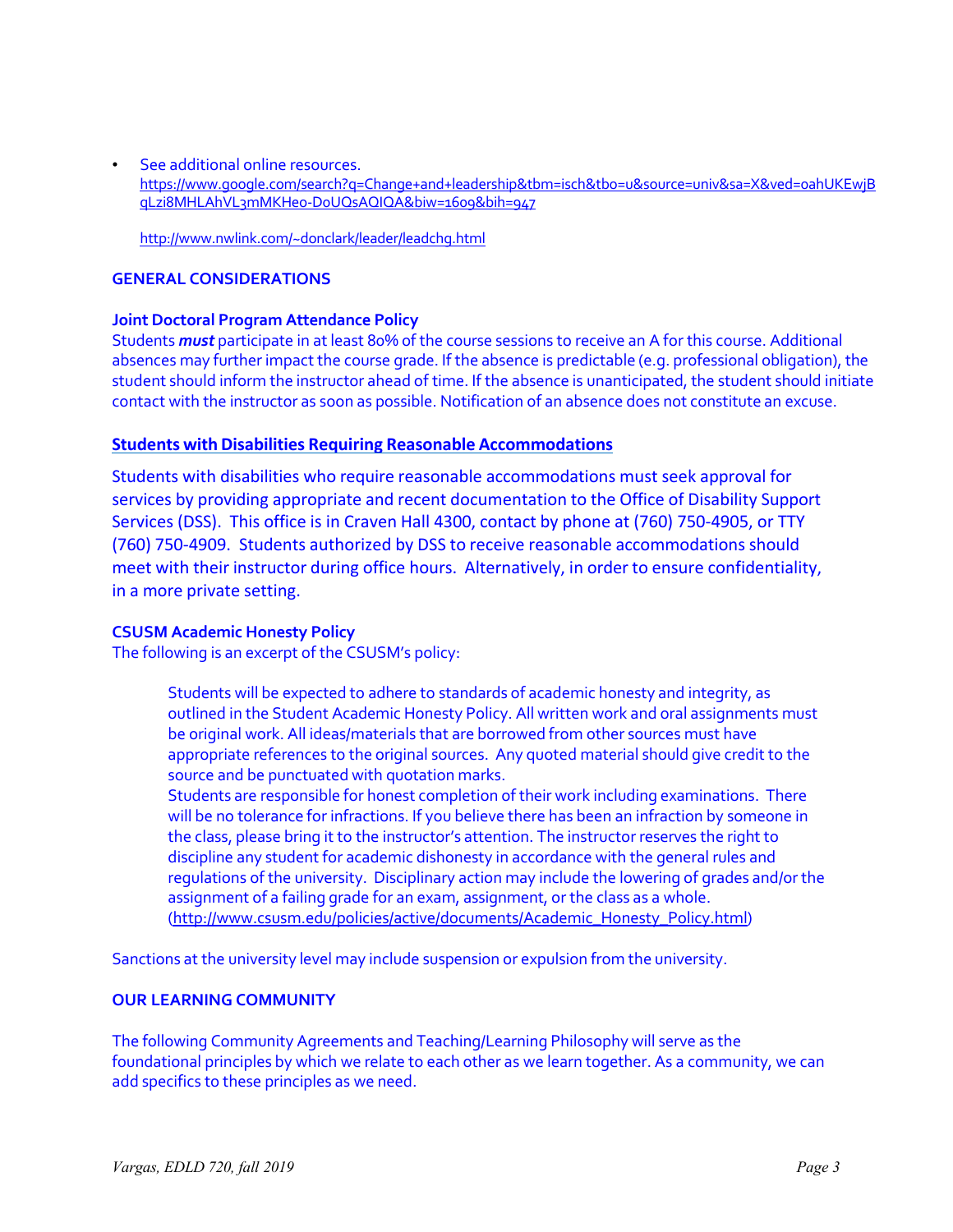- See additional online resources.
  https://www.google.com/search?q=Change+and+leadership&tbm=isch&tbo=u&source=univ&sa=X&ved=0ahUKEwjBqLzi8MHLAhVL3mMKHeo-DoUQsAQIQA&biw=1609&bih=947

  http://www.nwlink.com/~donclark/leader/leadchg.html

## GENERAL CONSIDERATIONS

### Joint Doctoral Program Attendance Policy

Students ***must*** participate in at least 80% of the course sessions to receive an A for this course. Additional absences may further impact the course grade. If the absence is predictable (e.g. professional obligation), the student should inform the instructor ahead of time. If the absence is unanticipated, the student should initiate contact with the instructor as soon as possible. Notification of an absence does not constitute an excuse.

### Students with Disabilities Requiring Reasonable Accommodations

Students with disabilities who require reasonable accommodations must seek approval for services by providing appropriate and recent documentation to the Office of Disability Support Services (DSS). This office is in Craven Hall 4300, contact by phone at (760) 750-4905, or TTY (760) 750-4909. Students authorized by DSS to receive reasonable accommodations should meet with their instructor during office hours. Alternatively, in order to ensure confidentiality, in a more private setting.

### CSUSM Academic Honesty Policy

The following is an excerpt of the CSUSM's policy:

> Students will be expected to adhere to standards of academic honesty and integrity, as outlined in the Student Academic Honesty Policy. All written work and oral assignments must be original work. All ideas/materials that are borrowed from other sources must have appropriate references to the original sources. Any quoted material should give credit to the source and be punctuated with quotation marks.
> Students are responsible for honest completion of their work including examinations. There will be no tolerance for infractions. If you believe there has been an infraction by someone in the class, please bring it to the instructor's attention. The instructor reserves the right to discipline any student for academic dishonesty in accordance with the general rules and regulations of the university. Disciplinary action may include the lowering of grades and/or the assignment of a failing grade for an exam, assignment, or the class as a whole.
> (http://www.csusm.edu/policies/active/documents/Academic_Honesty_Policy.html)

Sanctions at the university level may include suspension or expulsion from the university.

## OUR LEARNING COMMUNITY

The following Community Agreements and Teaching/Learning Philosophy will serve as the foundational principles by which we relate to each other as we learn together. As a community, we can add specifics to these principles as we need.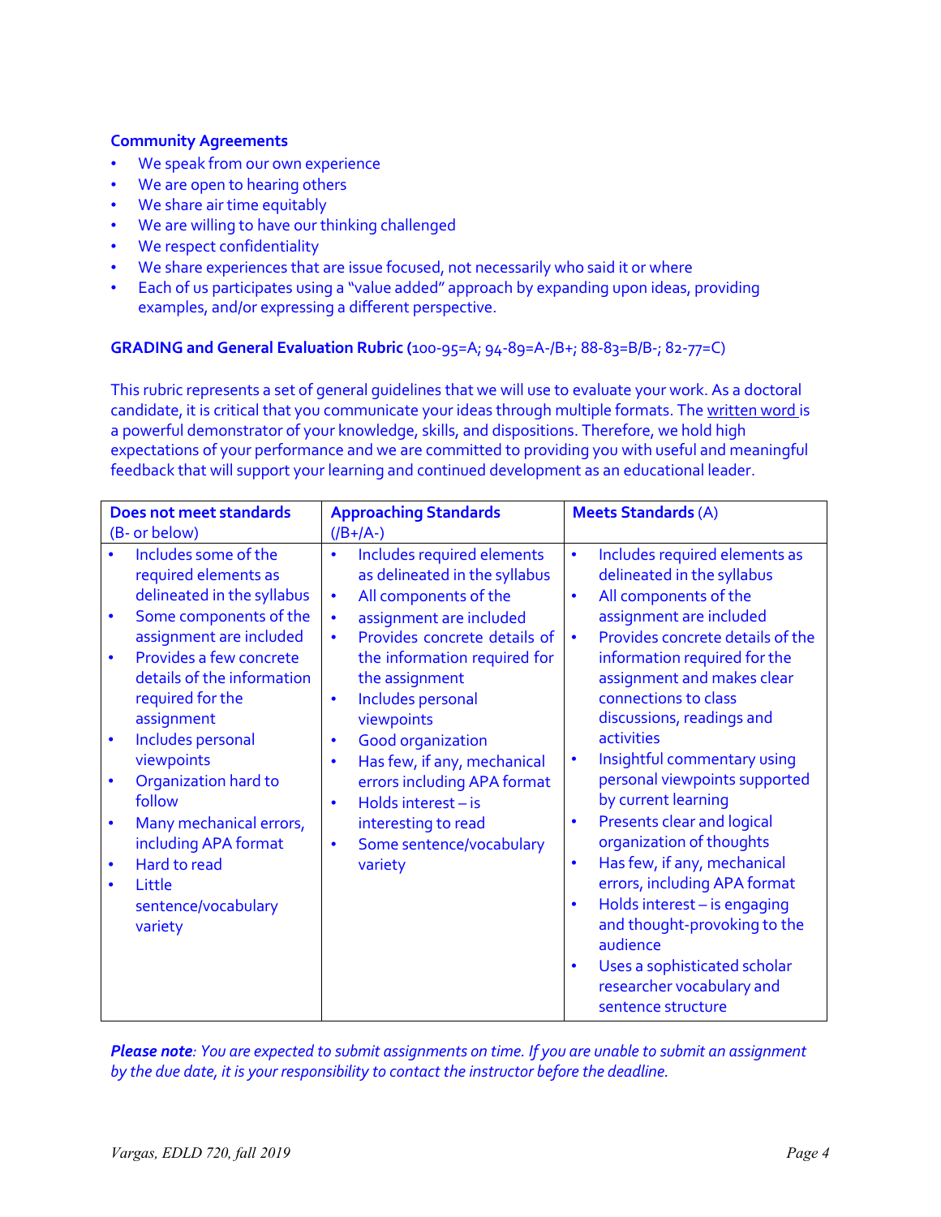### Community Agreements

- We speak from our own experience
- We are open to hearing others
- We share air time equitably
- We are willing to have our thinking challenged
- We respect confidentiality
- We share experiences that are issue focused, not necessarily who said it or where
- Each of us participates using a "value added" approach by expanding upon ideas, providing examples, and/or expressing a different perspective.

### GRADING and General Evaluation Rubric (100-95=A; 94-89=A-/B+; 88-83=B/B-; 82-77=C)

This rubric represents a set of general guidelines that we will use to evaluate your work. As a doctoral candidate, it is critical that you communicate your ideas through multiple formats. The written word is a powerful demonstrator of your knowledge, skills, and dispositions. Therefore, we hold high expectations of your performance and we are committed to providing you with useful and meaningful feedback that will support your learning and continued development as an educational leader.

| **Does not meet standards** (B- or below) | **Approaching Standards** (/B+/A-) | **Meets Standards** (A) |
|---|---|---|
| • Includes some of the required elements as delineated in the syllabus<br>• Some components of the assignment are included<br>• Provides a few concrete details of the information required for the assignment<br>• Includes personal viewpoints<br>• Organization hard to follow<br>• Many mechanical errors, including APA format<br>• Hard to read<br>• Little sentence/vocabulary variety | • Includes required elements as delineated in the syllabus<br>• All components of the<br>• assignment are included<br>• Provides concrete details of the information required for the assignment<br>• Includes personal viewpoints<br>• Good organization<br>• Has few, if any, mechanical errors including APA format<br>• Holds interest – is interesting to read<br>• Some sentence/vocabulary variety | • Includes required elements as delineated in the syllabus<br>• All components of the assignment are included<br>• Provides concrete details of the information required for the assignment and makes clear connections to class discussions, readings and activities<br>• Insightful commentary using personal viewpoints supported by current learning<br>• Presents clear and logical organization of thoughts<br>• Has few, if any, mechanical errors, including APA format<br>• Holds interest – is engaging and thought-provoking to the audience<br>• Uses a sophisticated scholar researcher vocabulary and sentence structure |

***Please note****: You are expected to submit assignments on time. If you are unable to submit an assignment by the due date, it is your responsibility to contact the instructor before the deadline.*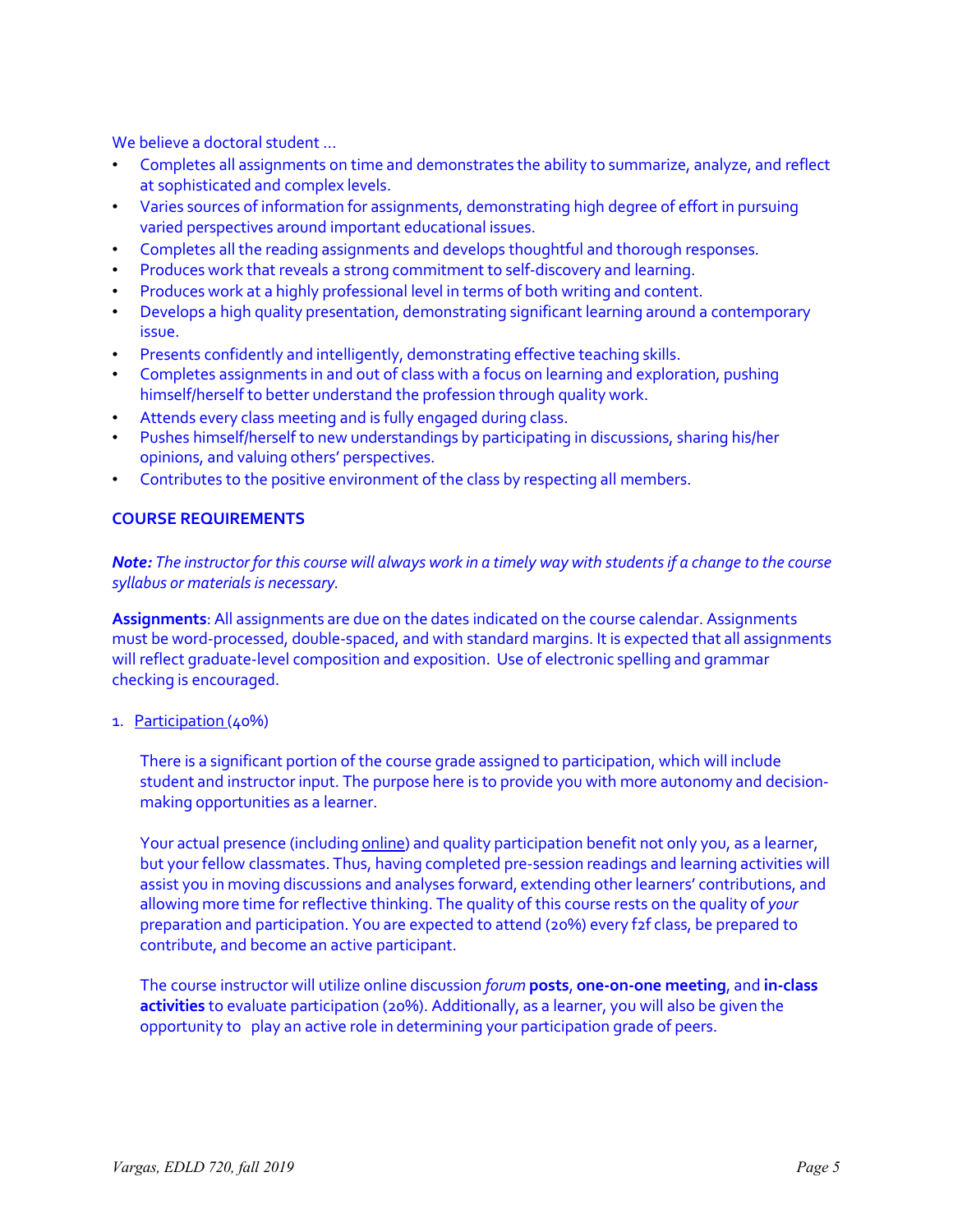We believe a doctoral student …

- Completes all assignments on time and demonstrates the ability to summarize, analyze, and reflect at sophisticated and complex levels.
- Varies sources of information for assignments, demonstrating high degree of effort in pursuing varied perspectives around important educational issues.
- Completes all the reading assignments and develops thoughtful and thorough responses.
- Produces work that reveals a strong commitment to self-discovery and learning.
- Produces work at a highly professional level in terms of both writing and content.
- Develops a high quality presentation, demonstrating significant learning around a contemporary issue.
- Presents confidently and intelligently, demonstrating effective teaching skills.
- Completes assignments in and out of class with a focus on learning and exploration, pushing himself/herself to better understand the profession through quality work.
- Attends every class meeting and is fully engaged during class.
- Pushes himself/herself to new understandings by participating in discussions, sharing his/her opinions, and valuing others' perspectives.
- Contributes to the positive environment of the class by respecting all members.

**COURSE REQUIREMENTS**

***Note:*** *The instructor for this course will always work in a timely way with students if a change to the course syllabus or materials is necessary.*

**Assignments**: All assignments are due on the dates indicated on the course calendar. Assignments must be word-processed, double-spaced, and with standard margins. It is expected that all assignments will reflect graduate-level composition and exposition. Use of electronic spelling and grammar checking is encouraged.

1. Participation (40%)

   There is a significant portion of the course grade assigned to participation, which will include student and instructor input. The purpose here is to provide you with more autonomy and decision-making opportunities as a learner.

   Your actual presence (including online) and quality participation benefit not only you, as a learner, but your fellow classmates. Thus, having completed pre-session readings and learning activities will assist you in moving discussions and analyses forward, extending other learners' contributions, and allowing more time for reflective thinking. The quality of this course rests on the quality of *your* preparation and participation. You are expected to attend (20%) every f2f class, be prepared to contribute, and become an active participant.

   The course instructor will utilize online discussion *forum* **posts**, **one-on-one meeting**, and **in-class activities** to evaluate participation (20%). Additionally, as a learner, you will also be given the opportunity to play an active role in determining your participation grade of peers.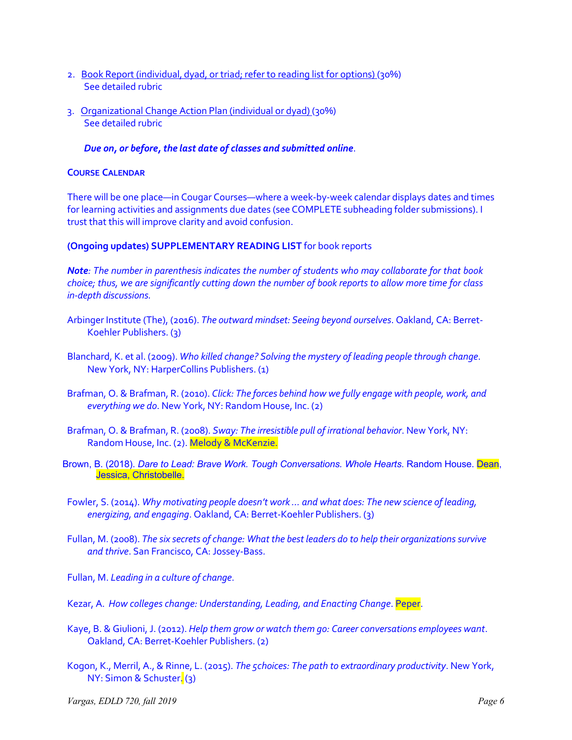2. <u>Book Report (individual, dyad, or triad; refer to reading list for options)</u> (30%)
   See detailed rubric

3. <u>Organizational Change Action Plan (individual or dyad)</u> (30%)
   See detailed rubric

   ***Due on, or before, the last date of classes and submitted online*.**

**COURSE CALENDAR**

There will be one place—in Cougar Courses—where a week-by-week calendar displays dates and times for learning activities and assignments due dates (see COMPLETE subheading folder submissions). I trust that this will improve clarity and avoid confusion.

**(Ongoing updates) SUPPLEMENTARY READING LIST** for book reports

***Note**: The number in parenthesis indicates the number of students who may collaborate for that book choice; thus, we are significantly cutting down the number of book reports to allow more time for class in-depth discussions.*

Arbinger Institute (The), (2016). *The outward mindset: Seeing beyond ourselves*. Oakland, CA: Berret-Koehler Publishers. (3)

Blanchard, K. et al. (2009). *Who killed change? Solving the mystery of leading people through change*. New York, NY: HarperCollins Publishers. (1)

Brafman, O. & Brafman, R. (2010). *Click: The forces behind how we fully engage with people, work, and everything we do*. New York, NY: Random House, Inc. (2)

Brafman, O. & Brafman, R. (2008). *Sway: The irresistible pull of irrational behavior*. New York, NY: Random House, Inc. (2). Melody & McKenzie.

Brown, B. (2018). *Dare to Lead: Brave Work. Tough Conversations. Whole Hearts.* Random House. Dean, Jessica, Christobelle.

Fowler, S. (2014). *Why motivating people doesn't work … and what does: The new science of leading, energizing, and engaging*. Oakland, CA: Berret-Koehler Publishers. (3)

Fullan, M. (2008). *The six secrets of change: What the best leaders do to help their organizations survive and thrive*. San Francisco, CA: Jossey-Bass.

Fullan, M. *Leading in a culture of change*.

Kezar, A. *How colleges change: Understanding, Leading, and Enacting Change*. Peper.

Kaye, B. & Giulioni, J. (2012). *Help them grow or watch them go: Career conversations employees want*. Oakland, CA: Berret-Koehler Publishers. (2)

Kogon, K., Merril, A., & Rinne, L. (2015). *The 5choices: The path to extraordinary productivity*. New York, NY: Simon & Schuster. (3)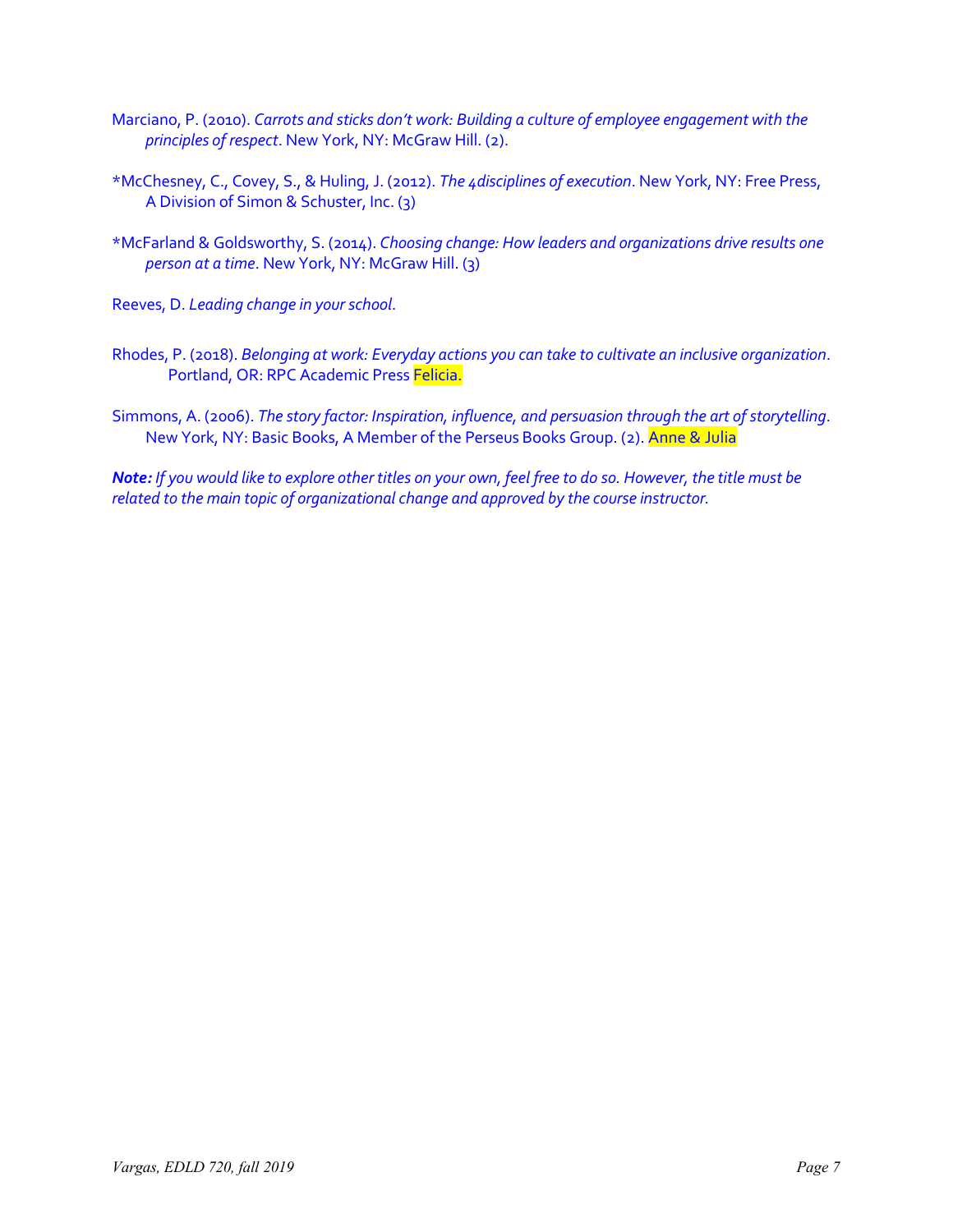Marciano, P. (2010). *Carrots and sticks don't work: Building a culture of employee engagement with the principles of respect*. New York, NY: McGraw Hill. (2).

*McChesney, C., Covey, S., & Huling, J. (2012). *The 4disciplines of execution*. New York, NY: Free Press, A Division of Simon & Schuster, Inc. (3)

*McFarland & Goldsworthy, S. (2014). *Choosing change: How leaders and organizations drive results one person at a time*. New York, NY: McGraw Hill. (3)

Reeves, D. *Leading change in your school*.

Rhodes, P. (2018). *Belonging at work: Everyday actions you can take to cultivate an inclusive organization*. Portland, OR: RPC Academic Press Felicia.

Simmons, A. (2006). *The story factor: Inspiration, influence, and persuasion through the art of storytelling*. New York, NY: Basic Books, A Member of the Perseus Books Group. (2). Anne & Julia

***Note:*** *If you would like to explore other titles on your own, feel free to do so. However, the title must be related to the main topic of organizational change and approved by the course instructor.*